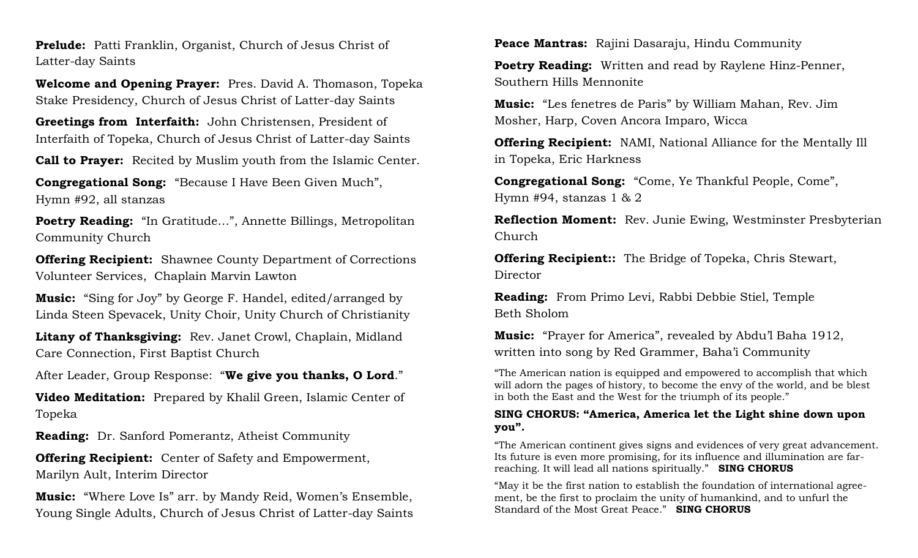**Prelude:** Patti Franklin, Organist, Church of Jesus Christ of Latter-day Saints

**Welcome and Opening Prayer:** Pres. David A. Thomason, Topeka Stake Presidency, Church of Jesus Christ of Latter-day Saints

**Greetings from Interfaith:** John Christensen, President of Interfaith of Topeka, Church of Jesus Christ of Latter-day Saints

**Call to Prayer:** Recited by Muslim youth from the Islamic Center.

**Congregational Song:** "Because I Have Been Given Much", Hymn #92, all stanzas

**Poetry Reading:** "In Gratitude…", Annette Billings, Metropolitan Community Church

**Offering Recipient:** Shawnee County Department of Corrections Volunteer Services, Chaplain Marvin Lawton

**Music:** "Sing for Joy" by George F. Handel, edited/arranged by Linda Steen Spevacek, Unity Choir, Unity Church of Christianity

**Litany of Thanksgiving:** Rev. Janet Crowl, Chaplain, Midland Care Connection, First Baptist Church

After Leader, Group Response: "**We give you thanks, O Lord**."

**Video Meditation:** Prepared by Khalil Green, Islamic Center of Topeka

**Reading:** Dr. Sanford Pomerantz, Atheist Community

**Offering Recipient:** Center of Safety and Empowerment, Marilyn Ault, Interim Director

**Music:** "Where Love Is" arr. by Mandy Reid, Women's Ensemble, Young Single Adults, Church of Jesus Christ of Latter-day Saints

**Peace Mantras:** Rajini Dasaraju, Hindu Community

**Poetry Reading:** Written and read by Raylene Hinz-Penner, Southern Hills Mennonite

**Music:** "Les fenetres de Paris" by William Mahan, Rev. Jim Mosher, Harp, Coven Ancora Imparo, Wicca

**Offering Recipient:** NAMI, National Alliance for the Mentally Ill in Topeka, Eric Harkness

**Congregational Song:** "Come, Ye Thankful People, Come", Hymn #94, stanzas 1 & 2

**Reflection Moment:** Rev. Junie Ewing, Westminster Presbyterian Church

**Offering Recipient::** The Bridge of Topeka, Chris Stewart, Director

**Reading:** From Primo Levi, Rabbi Debbie Stiel, Temple Beth Sholom

**Music:** "Prayer for America", revealed by Abdu'l Baha 1912, written into song by Red Grammer, Baha'i Community

"The American nation is equipped and empowered to accomplish that which will adorn the pages of history, to become the envy of the world, and be blest in both the East and the West for the triumph of its people."

**SING CHORUS: "America, America let the Light shine down upon you".**

"The American continent gives signs and evidences of very great advancement. Its future is even more promising, for its influence and illumination are far-reaching. It will lead all nations spiritually." **SING CHORUS**

"May it be the first nation to establish the foundation of international agreement, be the first to proclaim the unity of humankind, and to unfurl the Standard of the Most Great Peace." **SING CHORUS**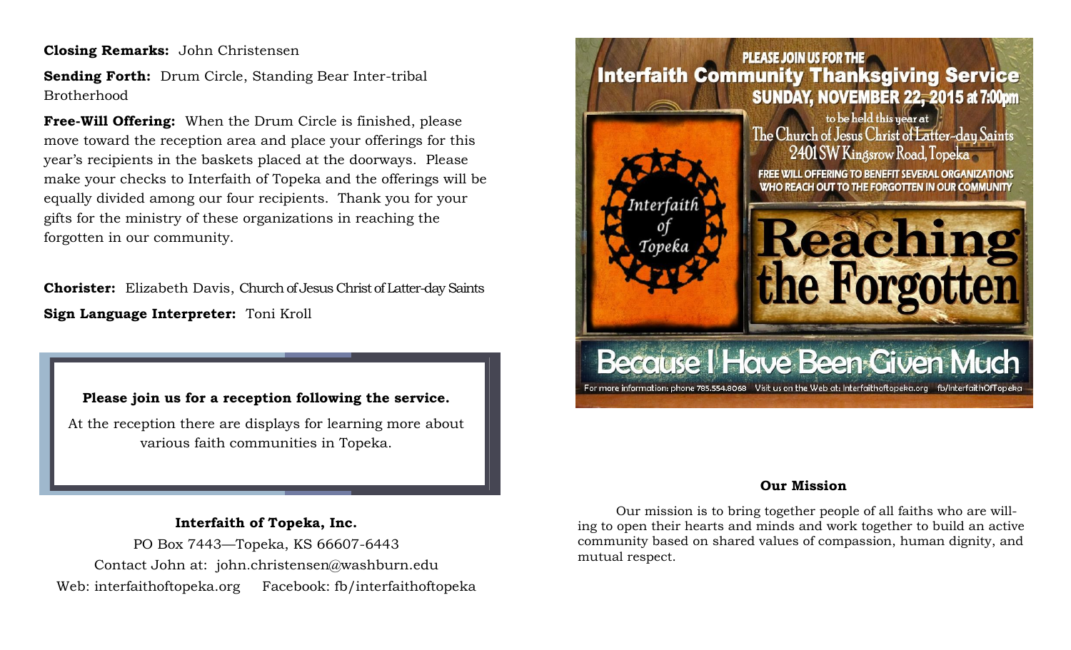**Closing Remarks:** John Christensen

**Sending Forth:** Drum Circle, Standing Bear Inter-tribal Brotherhood

**Free-Will Offering:** When the Drum Circle is finished, please move toward the reception area and place your offerings for this year's recipients in the baskets placed at the doorways. Please make your checks to Interfaith of Topeka and the offerings will be equally divided among our four recipients. Thank you for your gifts for the ministry of these organizations in reaching the forgotten in our community.

**Chorister:** Elizabeth Davis, Church of Jesus Christ of Latter-day Saints

**Sign Language Interpreter:** Toni Kroll

**Please join us for a reception following the service.**

At the reception there are displays for learning more about various faith communities in Topeka.

**Interfaith of Topeka, Inc.**

PO Box 7443—Topeka, KS 66607-6443

Contact John at: john.christensen@washburn.edu

Web: interfaithoftopeka.org   Facebook: fb/interfaithoftopeka

PLEASE JOIN US FOR THE

**Interfaith Community Thanksgiving Service**

**SUNDAY, NOVEMBER 22, 2015 at 7:00pm**

to be held this year at

The Church of Jesus Christ of Latter-day Saints

2401 SW Kingsrow Road, Topeka

FREE WILL OFFERING TO BENEFIT SEVERAL ORGANIZATIONS WHO REACH OUT TO THE FORGOTTEN IN OUR COMMUNITY

Interfaith of Topeka

# Reaching the Forgotten

## Because I Have Been Given Much

For more information: phone 785.554.8068   Visit us on the Web at: Interfaithoftopeka.org   fb/InterfaithOfTopeka

**Our Mission**

Our mission is to bring together people of all faiths who are willing to open their hearts and minds and work together to build an active community based on shared values of compassion, human dignity, and mutual respect.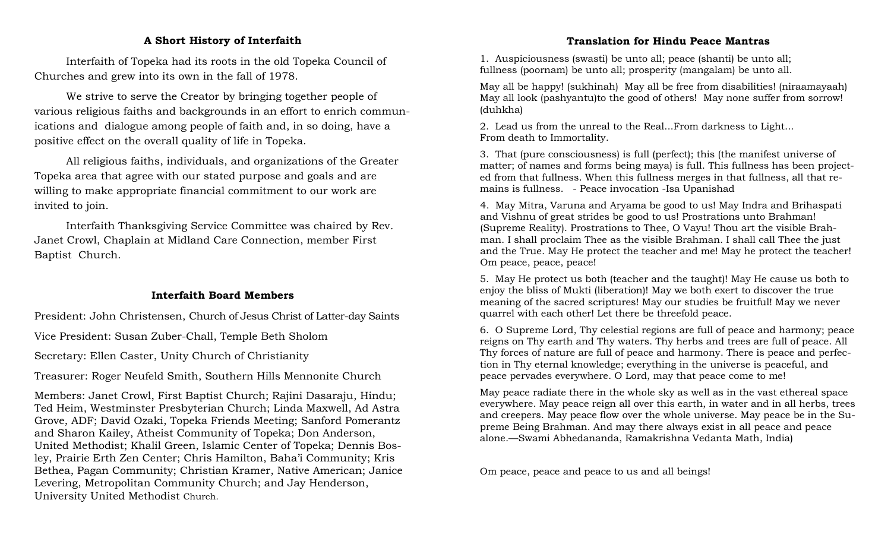## A Short History of Interfaith

Interfaith of Topeka had its roots in the old Topeka Council of Churches and grew into its own in the fall of 1978.

We strive to serve the Creator by bringing together people of various religious faiths and backgrounds in an effort to enrich communications and dialogue among people of faith and, in so doing, have a positive effect on the overall quality of life in Topeka.

All religious faiths, individuals, and organizations of the Greater Topeka area that agree with our stated purpose and goals and are willing to make appropriate financial commitment to our work are invited to join.

Interfaith Thanksgiving Service Committee was chaired by Rev. Janet Crowl, Chaplain at Midland Care Connection, member First Baptist Church.

## Interfaith Board Members

President: John Christensen, Church of Jesus Christ of Latter-day Saints

Vice President: Susan Zuber-Chall, Temple Beth Sholom

Secretary: Ellen Caster, Unity Church of Christianity

Treasurer: Roger Neufeld Smith, Southern Hills Mennonite Church

Members: Janet Crowl, First Baptist Church; Rajini Dasaraju, Hindu; Ted Heim, Westminster Presbyterian Church; Linda Maxwell, Ad Astra Grove, ADF; David Ozaki, Topeka Friends Meeting; Sanford Pomerantz and Sharon Kailey, Atheist Community of Topeka; Don Anderson, United Methodist; Khalil Green, Islamic Center of Topeka; Dennis Bosley, Prairie Erth Zen Center; Chris Hamilton, Baha'i Community; Kris Bethea, Pagan Community; Christian Kramer, Native American; Janice Levering, Metropolitan Community Church; and Jay Henderson, University United Methodist Church.

## Translation for Hindu Peace Mantras

1. Auspiciousness (swasti) be unto all; peace (shanti) be unto all; fullness (poornam) be unto all; prosperity (mangalam) be unto all.

May all be happy! (sukhinah) May all be free from disabilities! (niraamayaah) May all look (pashyantu)to the good of others! May none suffer from sorrow! (duhkha)

2. Lead us from the unreal to the Real...From darkness to Light... From death to Immortality.

3. That (pure consciousness) is full (perfect); this (the manifest universe of matter; of names and forms being maya) is full. This fullness has been projected from that fullness. When this fullness merges in that fullness, all that remains is fullness. - Peace invocation -Isa Upanishad

4. May Mitra, Varuna and Aryama be good to us! May Indra and Brihaspati and Vishnu of great strides be good to us! Prostrations unto Brahman! (Supreme Reality). Prostrations to Thee, O Vayu! Thou art the visible Brahman. I shall proclaim Thee as the visible Brahman. I shall call Thee the just and the True. May He protect the teacher and me! May he protect the teacher! Om peace, peace, peace!

5. May He protect us both (teacher and the taught)! May He cause us both to enjoy the bliss of Mukti (liberation)! May we both exert to discover the true meaning of the sacred scriptures! May our studies be fruitful! May we never quarrel with each other! Let there be threefold peace.

6. O Supreme Lord, Thy celestial regions are full of peace and harmony; peace reigns on Thy earth and Thy waters. Thy herbs and trees are full of peace. All Thy forces of nature are full of peace and harmony. There is peace and perfection in Thy eternal knowledge; everything in the universe is peaceful, and peace pervades everywhere. O Lord, may that peace come to me!

May peace radiate there in the whole sky as well as in the vast ethereal space everywhere. May peace reign all over this earth, in water and in all herbs, trees and creepers. May peace flow over the whole universe. May peace be in the Supreme Being Brahman. And may there always exist in all peace and peace alone.—Swami Abhedananda, Ramakrishna Vedanta Math, India)

Om peace, peace and peace to us and all beings!